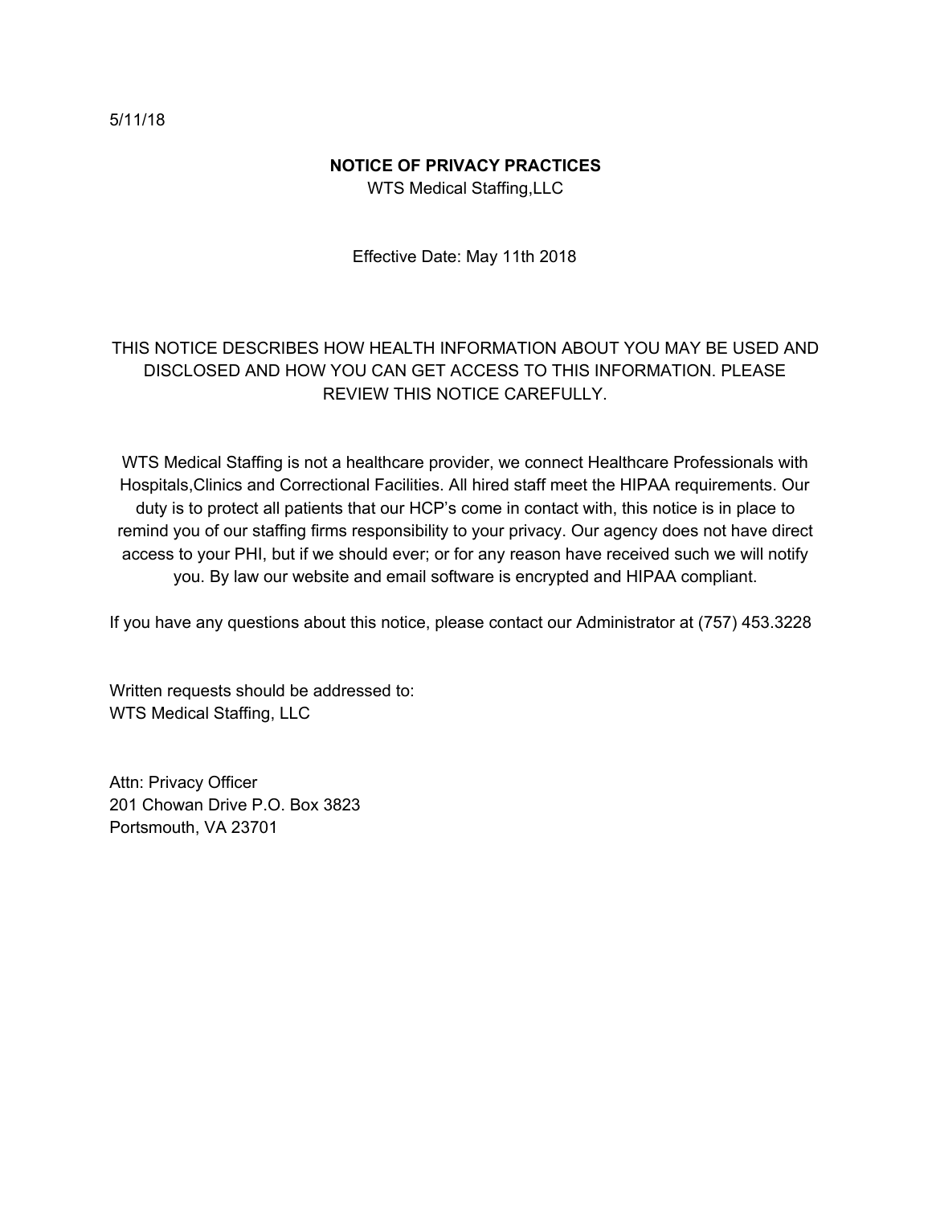5/11/18

**NOTICE OF PRIVACY PRACTICES**

WTS Medical Staffing,LLC

Effective Date: May 11th 2018

THIS NOTICE DESCRIBES HOW HEALTH INFORMATION ABOUT YOU MAY BE USED AND DISCLOSED AND HOW YOU CAN GET ACCESS TO THIS INFORMATION. PLEASE REVIEW THIS NOTICE CAREFULLY.

WTS Medical Staffing is not a healthcare provider, we connect Healthcare Professionals with Hospitals,Clinics and Correctional Facilities. All hired staff meet the HIPAA requirements. Our duty is to protect all patients that our HCP's come in contact with, this notice is in place to remind you of our staffing firms responsibility to your privacy. Our agency does not have direct access to your PHI, but if we should ever; or for any reason have received such we will notify you. By law our website and email software is encrypted and HIPAA compliant.

If you have any questions about this notice, please contact our Administrator at (757) 453.3228

Written requests should be addressed to:
WTS Medical Staffing, LLC

Attn: Privacy Officer
201 Chowan Drive P.O. Box 3823
Portsmouth, VA 23701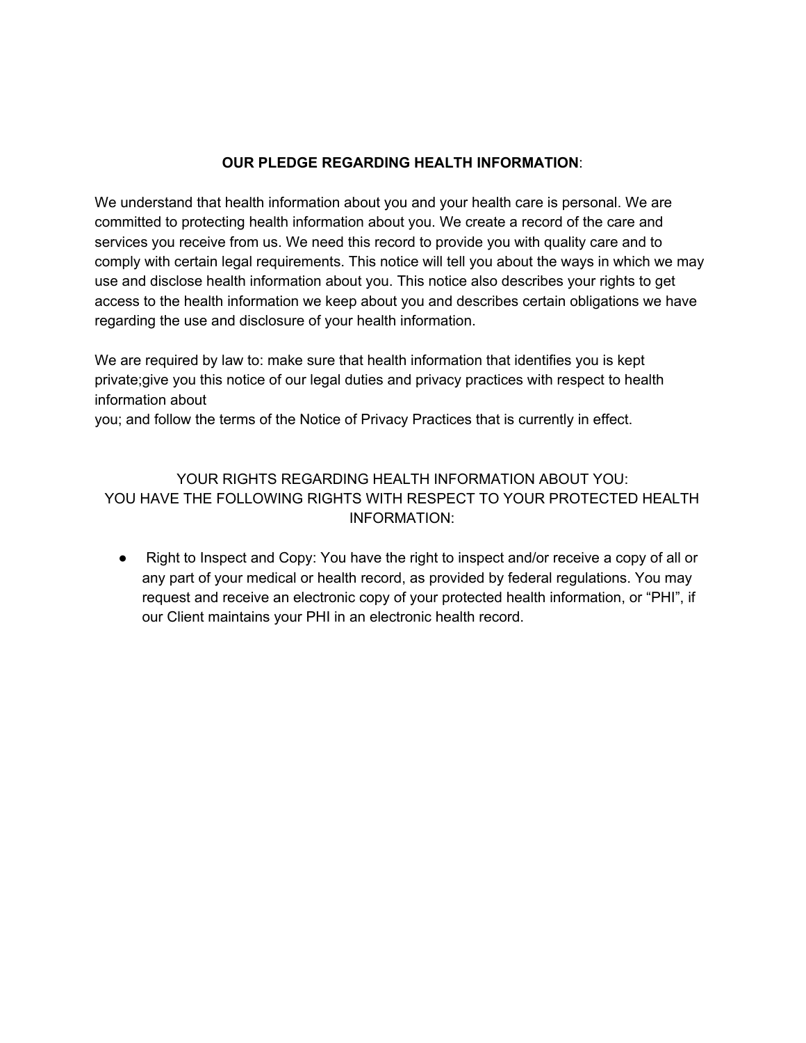**OUR PLEDGE REGARDING HEALTH INFORMATION**:

We understand that health information about you and your health care is personal. We are committed to protecting health information about you. We create a record of the care and services you receive from us. We need this record to provide you with quality care and to comply with certain legal requirements. This notice will tell you about the ways in which we may use and disclose health information about you. This notice also describes your rights to get access to the health information we keep about you and describes certain obligations we have regarding the use and disclosure of your health information.

We are required by law to: make sure that health information that identifies you is kept private;give you this notice of our legal duties and privacy practices with respect to health information about you; and follow the terms of the Notice of Privacy Practices that is currently in effect.

YOUR RIGHTS REGARDING HEALTH INFORMATION ABOUT YOU:
YOU HAVE THE FOLLOWING RIGHTS WITH RESPECT TO YOUR PROTECTED HEALTH INFORMATION:

- Right to Inspect and Copy: You have the right to inspect and/or receive a copy of all or any part of your medical or health record, as provided by federal regulations. You may request and receive an electronic copy of your protected health information, or "PHI", if our Client maintains your PHI in an electronic health record.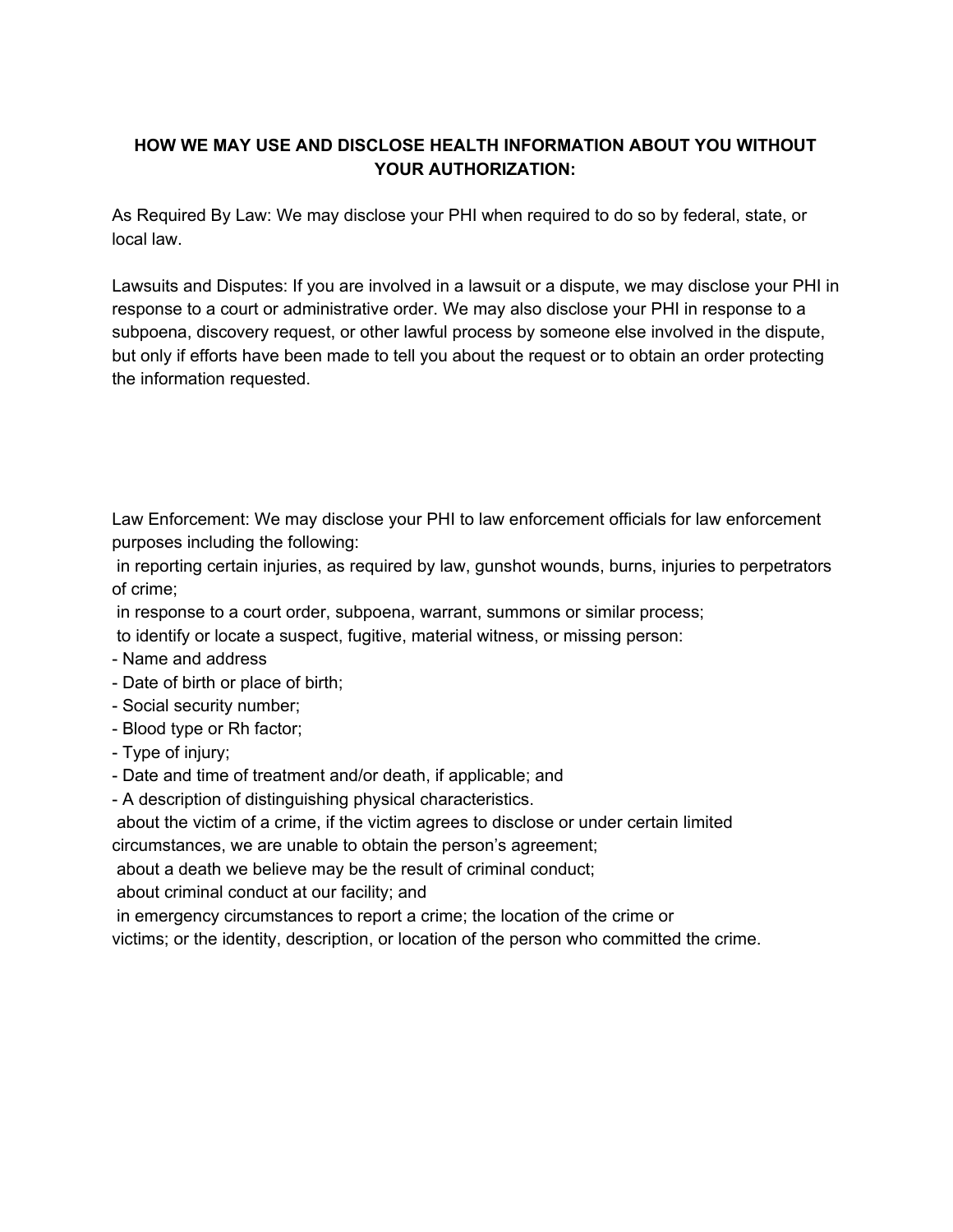### HOW WE MAY USE AND DISCLOSE HEALTH INFORMATION ABOUT YOU WITHOUT YOUR AUTHORIZATION:

As Required By Law: We may disclose your PHI when required to do so by federal, state, or local law.

Lawsuits and Disputes: If you are involved in a lawsuit or a dispute, we may disclose your PHI in response to a court or administrative order. We may also disclose your PHI in response to a subpoena, discovery request, or other lawful process by someone else involved in the dispute, but only if efforts have been made to tell you about the request or to obtain an order protecting the information requested.

Law Enforcement: We may disclose your PHI to law enforcement officials for law enforcement purposes including the following:

in reporting certain injuries, as required by law, gunshot wounds, burns, injuries to perpetrators of crime;

in response to a court order, subpoena, warrant, summons or similar process;

to identify or locate a suspect, fugitive, material witness, or missing person:

- Name and address
- Date of birth or place of birth;
- Social security number;
- Blood type or Rh factor;
- Type of injury;
- Date and time of treatment and/or death, if applicable; and
- A description of distinguishing physical characteristics.

about the victim of a crime, if the victim agrees to disclose or under certain limited circumstances, we are unable to obtain the person's agreement;

about a death we believe may be the result of criminal conduct;

about criminal conduct at our facility; and

in emergency circumstances to report a crime; the location of the crime or victims; or the identity, description, or location of the person who committed the crime.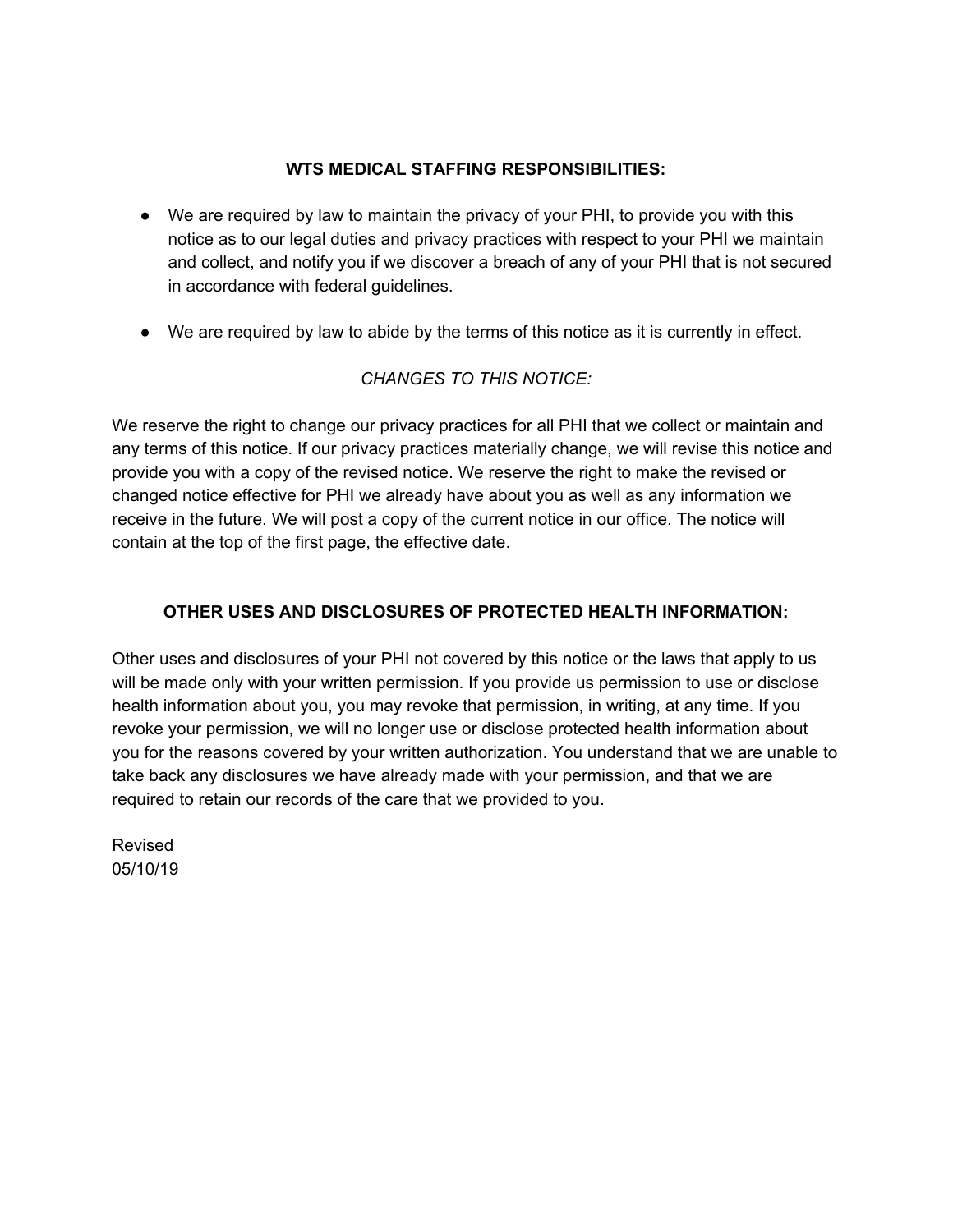## WTS MEDICAL STAFFING RESPONSIBILITIES:

- We are required by law to maintain the privacy of your PHI, to provide you with this notice as to our legal duties and privacy practices with respect to your PHI we maintain and collect, and notify you if we discover a breach of any of your PHI that is not secured in accordance with federal guidelines.
- We are required by law to abide by the terms of this notice as it is currently in effect.

*CHANGES TO THIS NOTICE:*

We reserve the right to change our privacy practices for all PHI that we collect or maintain and any terms of this notice. If our privacy practices materially change, we will revise this notice and provide you with a copy of the revised notice. We reserve the right to make the revised or changed notice effective for PHI we already have about you as well as any information we receive in the future. We will post a copy of the current notice in our office. The notice will contain at the top of the first page, the effective date.

## OTHER USES AND DISCLOSURES OF PROTECTED HEALTH INFORMATION:

Other uses and disclosures of your PHI not covered by this notice or the laws that apply to us will be made only with your written permission. If you provide us permission to use or disclose health information about you, you may revoke that permission, in writing, at any time. If you revoke your permission, we will no longer use or disclose protected health information about you for the reasons covered by your written authorization. You understand that we are unable to take back any disclosures we have already made with your permission, and that we are required to retain our records of the care that we provided to you.

Revised
05/10/19